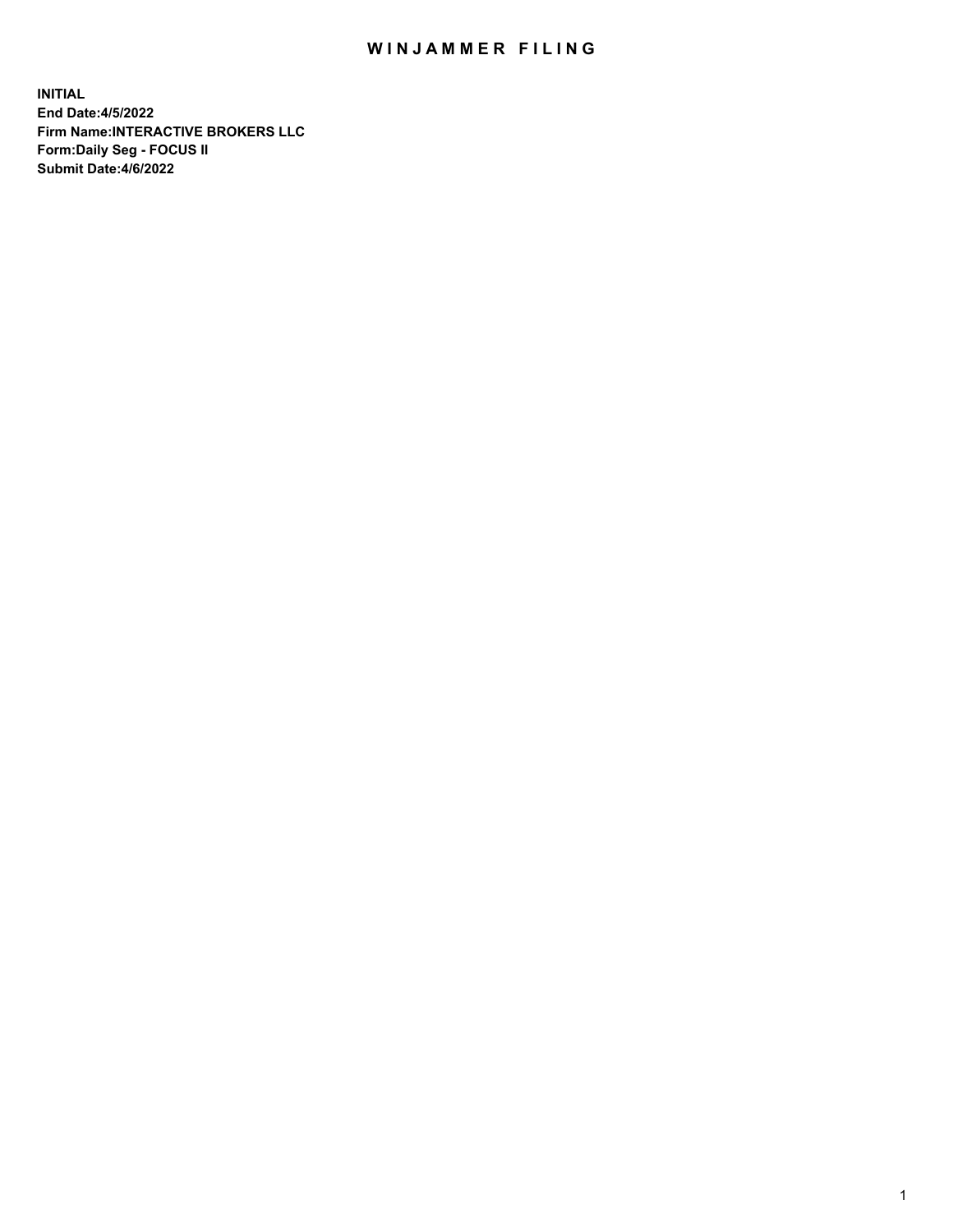# WINJAMMER FILING

**INITIAL**
**End Date:4/5/2022**
**Firm Name:INTERACTIVE BROKERS LLC**
**Form:Daily Seg - FOCUS II**
**Submit Date:4/6/2022**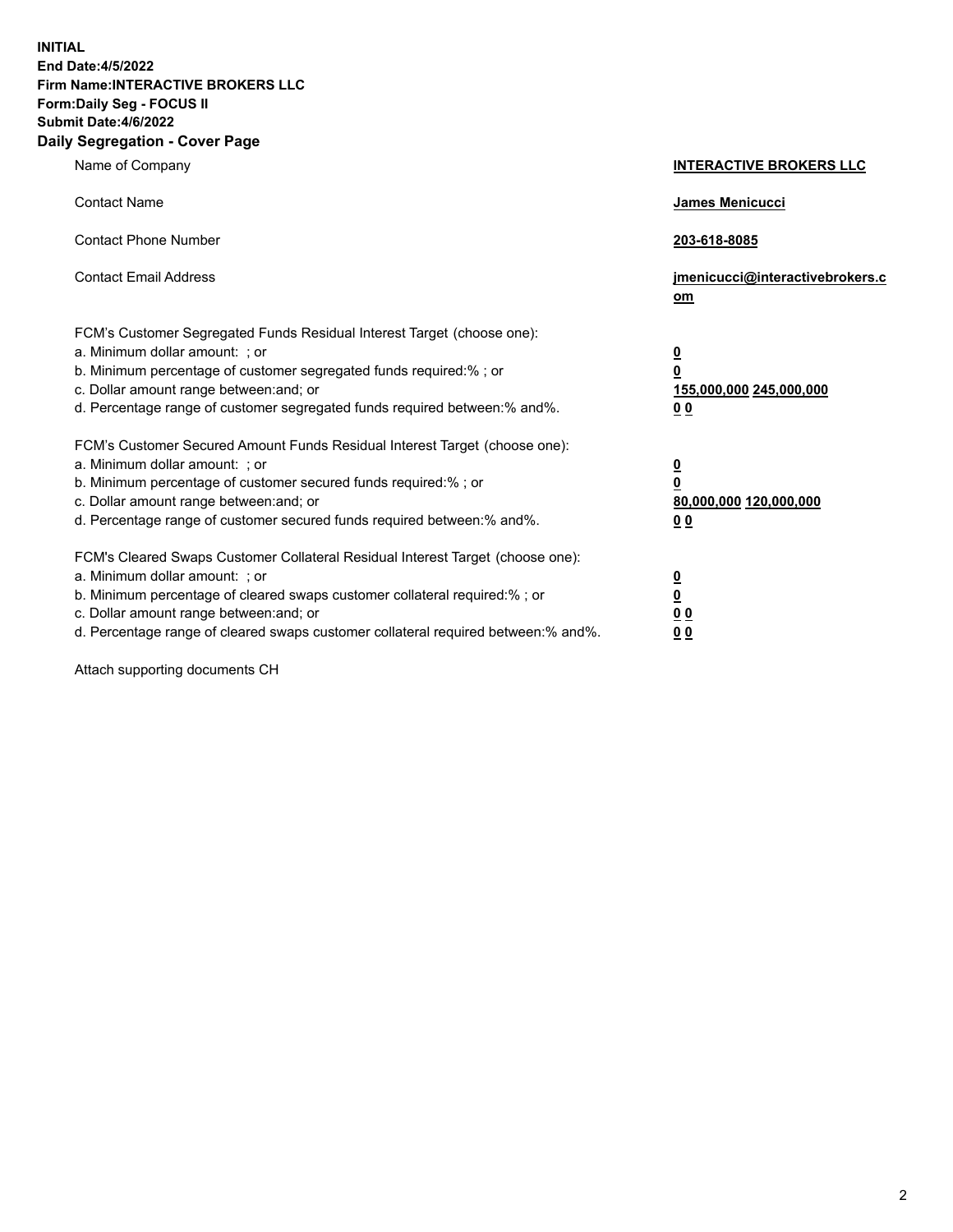**INITIAL**
**End Date:4/5/2022**
**Firm Name:INTERACTIVE BROKERS LLC**
**Form:Daily Seg - FOCUS II**
**Submit Date:4/6/2022**

## Daily Segregation - Cover Page

| | |
|---|---|
| Name of Company | **INTERACTIVE BROKERS LLC** |
| Contact Name | **James Menicucci** |
| Contact Phone Number | **203-618-8085** |
| Contact Email Address | **jmenicucci@interactivebrokers.com** |
| FCM's Customer Segregated Funds Residual Interest Target (choose one): | |
| a. Minimum dollar amount: ; or | **0** |
| b. Minimum percentage of customer segregated funds required:% ; or | **0** |
| c. Dollar amount range between:and; or | **155,000,000 245,000,000** |
| d. Percentage range of customer segregated funds required between:% and%. | **0 0** |
| FCM's Customer Secured Amount Funds Residual Interest Target (choose one): | |
| a. Minimum dollar amount: ; or | **0** |
| b. Minimum percentage of customer secured funds required:% ; or | **0** |
| c. Dollar amount range between:and; or | **80,000,000 120,000,000** |
| d. Percentage range of customer secured funds required between:% and%. | **0 0** |
| FCM's Cleared Swaps Customer Collateral Residual Interest Target (choose one): | |
| a. Minimum dollar amount: ; or | **0** |
| b. Minimum percentage of cleared swaps customer collateral required:% ; or | **0** |
| c. Dollar amount range between:and; or | **0 0** |
| d. Percentage range of cleared swaps customer collateral required between:% and%. | **0 0** |

Attach supporting documents CH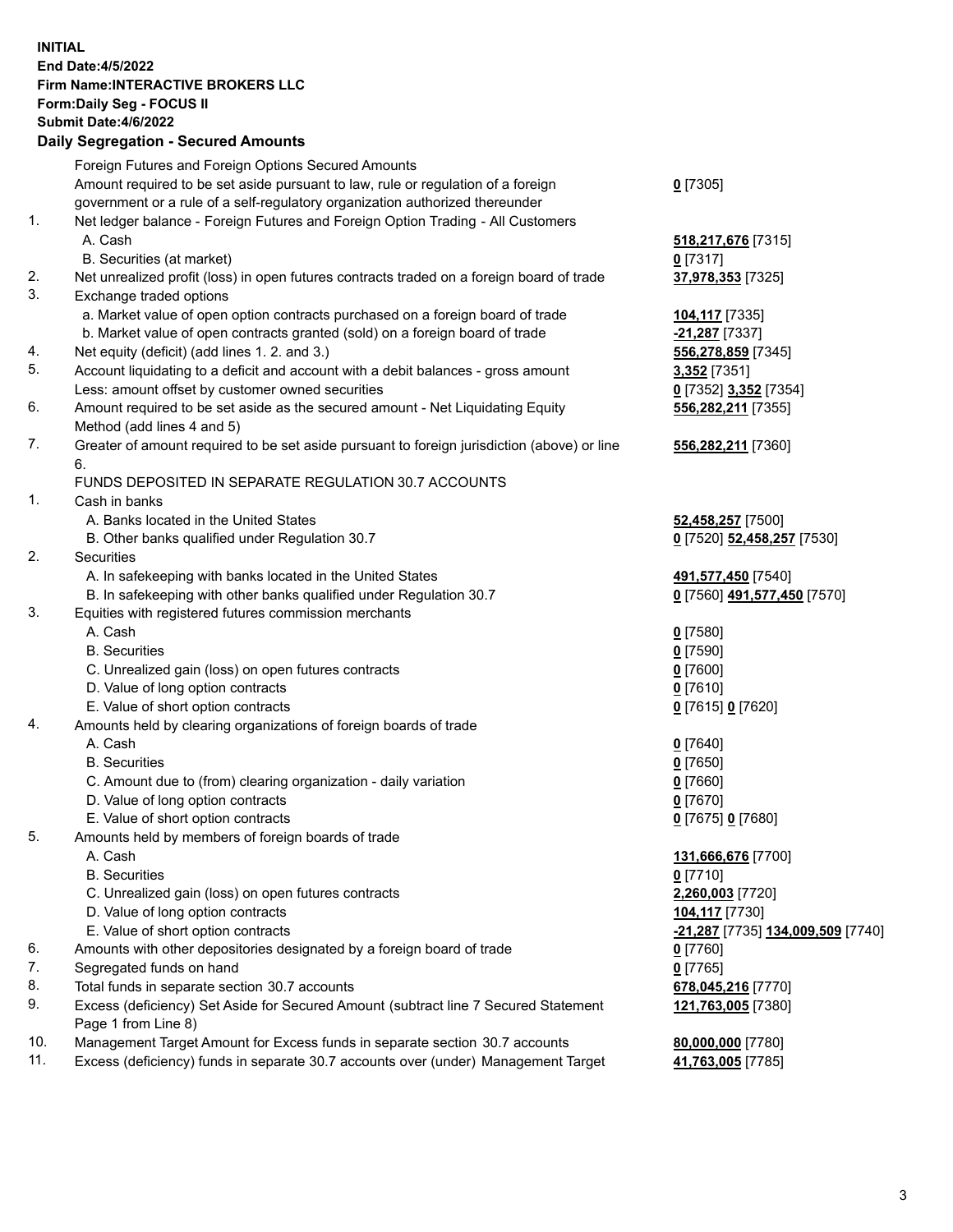**INITIAL**
**End Date:4/5/2022**
**Firm Name:INTERACTIVE BROKERS LLC**
**Form:Daily Seg - FOCUS II**
**Submit Date:4/6/2022**

### Daily Segregation - Secured Amounts

| | | |
|---|---|---|
| | Foreign Futures and Foreign Options Secured Amounts | |
| | Amount required to be set aside pursuant to law, rule or regulation of a foreign government or a rule of a self-regulatory organization authorized thereunder | **0** [7305] |
| 1. | Net ledger balance - Foreign Futures and Foreign Option Trading - All Customers | |
| | A. Cash | **518,217,676** [7315] |
| | B. Securities (at market) | **0** [7317] |
| 2. | Net unrealized profit (loss) in open futures contracts traded on a foreign board of trade | **37,978,353** [7325] |
| 3. | Exchange traded options | |
| | a. Market value of open option contracts purchased on a foreign board of trade | **104,117** [7335] |
| | b. Market value of open contracts granted (sold) on a foreign board of trade | **-21,287** [7337] |
| 4. | Net equity (deficit) (add lines 1. 2. and 3.) | **556,278,859** [7345] |
| 5. | Account liquidating to a deficit and account with a debit balances - gross amount | **3,352** [7351] |
| | Less: amount offset by customer owned securities | **0** [7352] **3,352** [7354] |
| 6. | Amount required to be set aside as the secured amount - Net Liquidating Equity Method (add lines 4 and 5) | **556,282,211** [7355] |
| 7. | Greater of amount required to be set aside pursuant to foreign jurisdiction (above) or line 6. | **556,282,211** [7360] |
| | FUNDS DEPOSITED IN SEPARATE REGULATION 30.7 ACCOUNTS | |
| 1. | Cash in banks | |
| | A. Banks located in the United States | **52,458,257** [7500] |
| | B. Other banks qualified under Regulation 30.7 | **0** [7520] **52,458,257** [7530] |
| 2. | Securities | |
| | A. In safekeeping with banks located in the United States | **491,577,450** [7540] |
| | B. In safekeeping with other banks qualified under Regulation 30.7 | **0** [7560] **491,577,450** [7570] |
| 3. | Equities with registered futures commission merchants | |
| | A. Cash | **0** [7580] |
| | B. Securities | **0** [7590] |
| | C. Unrealized gain (loss) on open futures contracts | **0** [7600] |
| | D. Value of long option contracts | **0** [7610] |
| | E. Value of short option contracts | **0** [7615] **0** [7620] |
| 4. | Amounts held by clearing organizations of foreign boards of trade | |
| | A. Cash | **0** [7640] |
| | B. Securities | **0** [7650] |
| | C. Amount due to (from) clearing organization - daily variation | **0** [7660] |
| | D. Value of long option contracts | **0** [7670] |
| | E. Value of short option contracts | **0** [7675] **0** [7680] |
| 5. | Amounts held by members of foreign boards of trade | |
| | A. Cash | **131,666,676** [7700] |
| | B. Securities | **0** [7710] |
| | C. Unrealized gain (loss) on open futures contracts | **2,260,003** [7720] |
| | D. Value of long option contracts | **104,117** [7730] |
| | E. Value of short option contracts | **-21,287** [7735] **134,009,509** [7740] |
| 6. | Amounts with other depositories designated by a foreign board of trade | **0** [7760] |
| 7. | Segregated funds on hand | **0** [7765] |
| 8. | Total funds in separate section 30.7 accounts | **678,045,216** [7770] |
| 9. | Excess (deficiency) Set Aside for Secured Amount (subtract line 7 Secured Statement Page 1 from Line 8) | **121,763,005** [7380] |
| 10. | Management Target Amount for Excess funds in separate section 30.7 accounts | **80,000,000** [7780] |
| 11. | Excess (deficiency) funds in separate 30.7 accounts over (under) Management Target | **41,763,005** [7785] |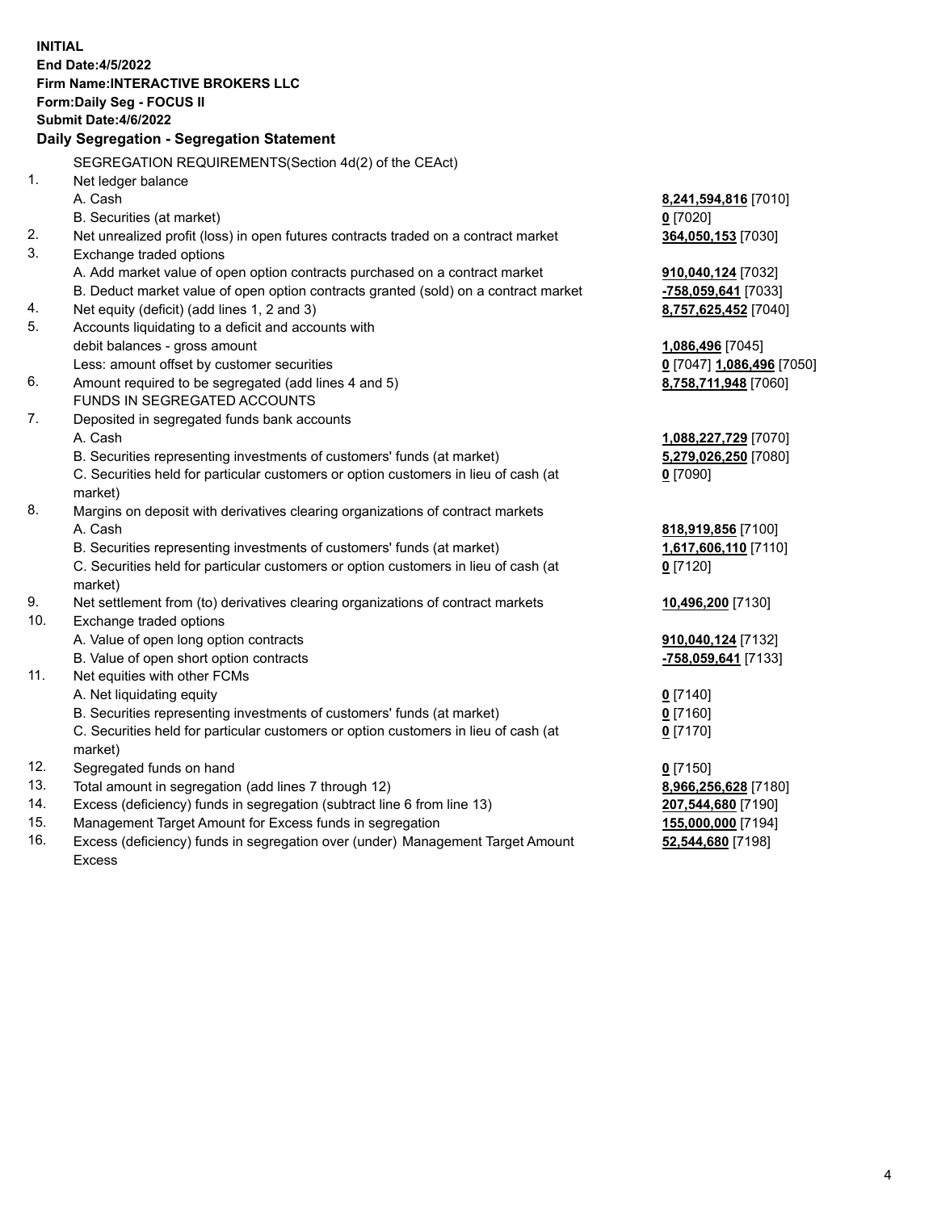**INITIAL**
**End Date:4/5/2022**
**Firm Name:INTERACTIVE BROKERS LLC**
**Form:Daily Seg - FOCUS II**
**Submit Date:4/6/2022**

### Daily Segregation - Segregation Statement

| | | |
|---|---|---|
| | SEGREGATION REQUIREMENTS(Section 4d(2) of the CEAct) | |
| 1. | Net ledger balance | |
| | A. Cash | **8,241,594,816** [7010] |
| | B. Securities (at market) | **0** [7020] |
| 2. | Net unrealized profit (loss) in open futures contracts traded on a contract market | **364,050,153** [7030] |
| 3. | Exchange traded options | |
| | A. Add market value of open option contracts purchased on a contract market | **910,040,124** [7032] |
| | B. Deduct market value of open option contracts granted (sold) on a contract market | **-758,059,641** [7033] |
| 4. | Net equity (deficit) (add lines 1, 2 and 3) | **8,757,625,452** [7040] |
| 5. | Accounts liquidating to a deficit and accounts with debit balances - gross amount | **1,086,496** [7045] |
| | Less: amount offset by customer securities | **0** [7047] **1,086,496** [7050] |
| 6. | Amount required to be segregated (add lines 4 and 5) | **8,758,711,948** [7060] |
| | FUNDS IN SEGREGATED ACCOUNTS | |
| 7. | Deposited in segregated funds bank accounts | |
| | A. Cash | **1,088,227,729** [7070] |
| | B. Securities representing investments of customers' funds (at market) | **5,279,026,250** [7080] |
| | C. Securities held for particular customers or option customers in lieu of cash (at market) | **0** [7090] |
| 8. | Margins on deposit with derivatives clearing organizations of contract markets | |
| | A. Cash | **818,919,856** [7100] |
| | B. Securities representing investments of customers' funds (at market) | **1,617,606,110** [7110] |
| | C. Securities held for particular customers or option customers in lieu of cash (at market) | **0** [7120] |
| 9. | Net settlement from (to) derivatives clearing organizations of contract markets | **10,496,200** [7130] |
| 10. | Exchange traded options | |
| | A. Value of open long option contracts | **910,040,124** [7132] |
| | B. Value of open short option contracts | **-758,059,641** [7133] |
| 11. | Net equities with other FCMs | |
| | A. Net liquidating equity | **0** [7140] |
| | B. Securities representing investments of customers' funds (at market) | **0** [7160] |
| | C. Securities held for particular customers or option customers in lieu of cash (at market) | **0** [7170] |
| 12. | Segregated funds on hand | **0** [7150] |
| 13. | Total amount in segregation (add lines 7 through 12) | **8,966,256,628** [7180] |
| 14. | Excess (deficiency) funds in segregation (subtract line 6 from line 13) | **207,544,680** [7190] |
| 15. | Management Target Amount for Excess funds in segregation | **155,000,000** [7194] |
| 16. | Excess (deficiency) funds in segregation over (under) Management Target Amount Excess | **52,544,680** [7198] |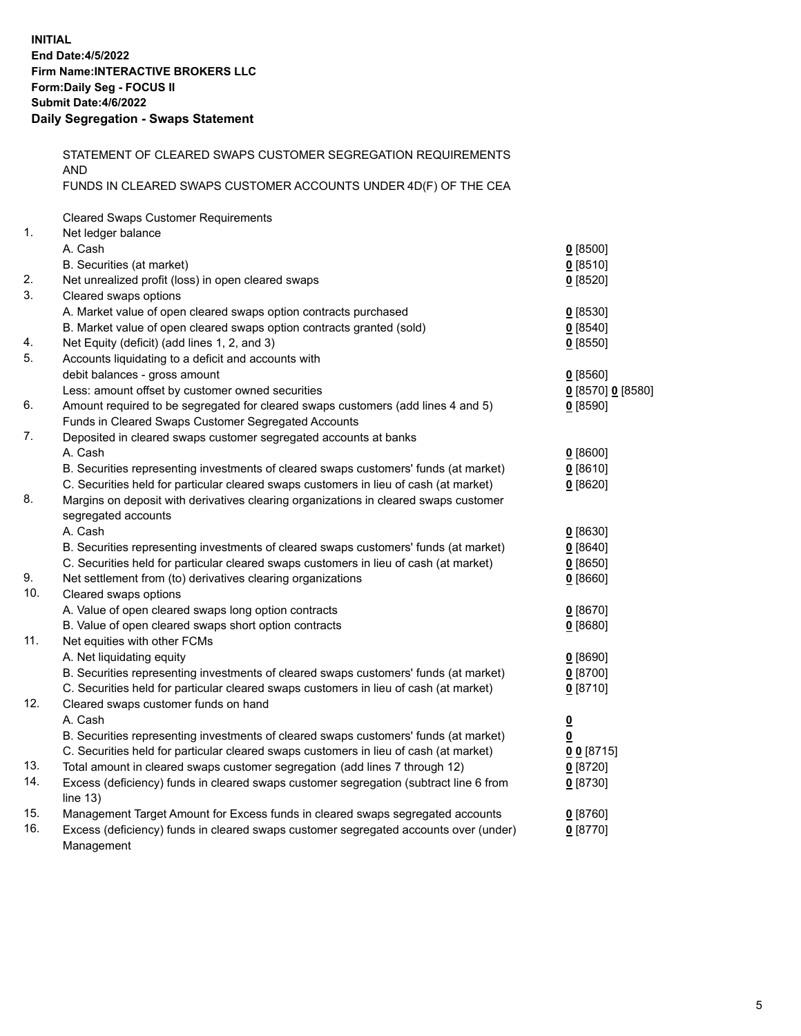**INITIAL**
**End Date:4/5/2022**
**Firm Name:INTERACTIVE BROKERS LLC**
**Form:Daily Seg - FOCUS II**
**Submit Date:4/6/2022**
**Daily Segregation - Swaps Statement**

STATEMENT OF CLEARED SWAPS CUSTOMER SEGREGATION REQUIREMENTS AND
FUNDS IN CLEARED SWAPS CUSTOMER ACCOUNTS UNDER 4D(F) OF THE CEA

| | | |
|---|---|---|
| | Cleared Swaps Customer Requirements | |
| 1. | Net ledger balance | |
| | A. Cash | 0 [8500] |
| | B. Securities (at market) | 0 [8510] |
| 2. | Net unrealized profit (loss) in open cleared swaps | 0 [8520] |
| 3. | Cleared swaps options | |
| | A. Market value of open cleared swaps option contracts purchased | 0 [8530] |
| | B. Market value of open cleared swaps option contracts granted (sold) | 0 [8540] |
| 4. | Net Equity (deficit) (add lines 1, 2, and 3) | 0 [8550] |
| 5. | Accounts liquidating to a deficit and accounts with debit balances - gross amount | 0 [8560] |
| | Less: amount offset by customer owned securities | 0 [8570] 0 [8580] |
| 6. | Amount required to be segregated for cleared swaps customers (add lines 4 and 5) | 0 [8590] |
| | Funds in Cleared Swaps Customer Segregated Accounts | |
| 7. | Deposited in cleared swaps customer segregated accounts at banks | |
| | A. Cash | 0 [8600] |
| | B. Securities representing investments of cleared swaps customers' funds (at market) | 0 [8610] |
| | C. Securities held for particular cleared swaps customers in lieu of cash (at market) | 0 [8620] |
| 8. | Margins on deposit with derivatives clearing organizations in cleared swaps customer segregated accounts | |
| | A. Cash | 0 [8630] |
| | B. Securities representing investments of cleared swaps customers' funds (at market) | 0 [8640] |
| | C. Securities held for particular cleared swaps customers in lieu of cash (at market) | 0 [8650] |
| 9. | Net settlement from (to) derivatives clearing organizations | 0 [8660] |
| 10. | Cleared swaps options | |
| | A. Value of open cleared swaps long option contracts | 0 [8670] |
| | B. Value of open cleared swaps short option contracts | 0 [8680] |
| 11. | Net equities with other FCMs | |
| | A. Net liquidating equity | 0 [8690] |
| | B. Securities representing investments of cleared swaps customers' funds (at market) | 0 [8700] |
| | C. Securities held for particular cleared swaps customers in lieu of cash (at market) | 0 [8710] |
| 12. | Cleared swaps customer funds on hand | |
| | A. Cash | 0 |
| | B. Securities representing investments of cleared swaps customers' funds (at market) | 0 |
| | C. Securities held for particular cleared swaps customers in lieu of cash (at market) | 0 0 [8715] |
| 13. | Total amount in cleared swaps customer segregation (add lines 7 through 12) | 0 [8720] |
| 14. | Excess (deficiency) funds in cleared swaps customer segregation (subtract line 6 from line 13) | 0 [8730] |
| 15. | Management Target Amount for Excess funds in cleared swaps segregated accounts | 0 [8760] |
| 16. | Excess (deficiency) funds in cleared swaps customer segregated accounts over (under) Management | 0 [8770] |